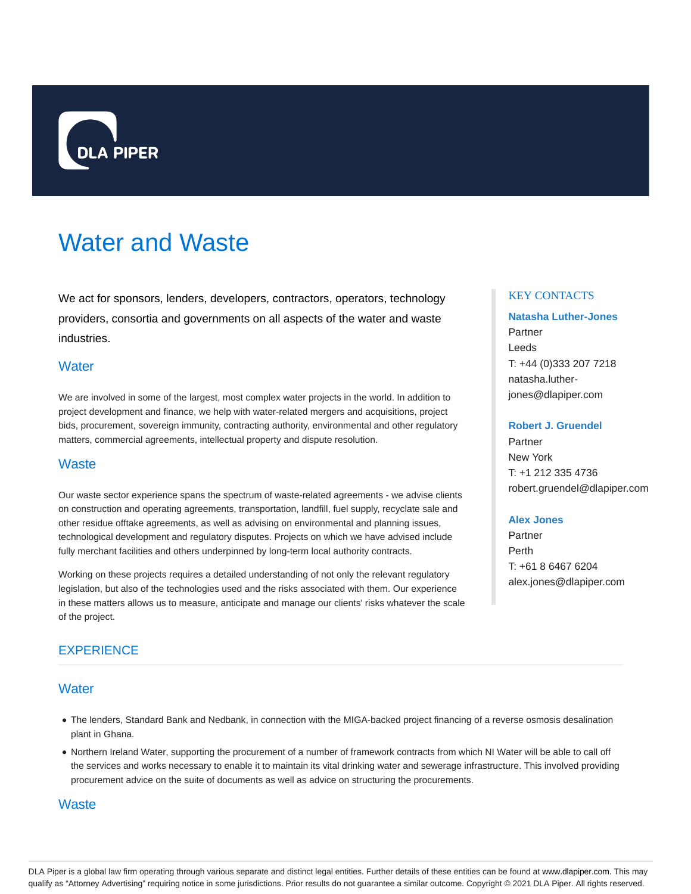# Water and Waste

We act for sponsors, lenders, developers, contractors, operators, technology providers, consortia and governments on all aspects of the water and waste industries.

## Water

We are involved in some of the largest, most complex water projects in the world. In addition to project development and finance, we help with water-related mergers and acquisitions, project bids, procurement, sovereign immunity, contracting authority, environmental and other regulatory matters, commercial agreements, intellectual property and dispute resolution.

## Waste

Our waste sector experience spans the spectrum of waste-related agreements - we advise clients on construction and operating agreements, transportation, landfill, fuel supply, recyclate sale and other residue offtake agreements, as well as advising on environmental and planning issues, technological development and regulatory disputes. Projects on which we have advised include fully merchant facilities and others underpinned by long-term local authority contracts.

Working on these projects requires a detailed understanding of not only the relevant regulatory legislation, but also of the technologies used and the risks associated with them. Our experience in these matters allows us to measure, anticipate and manage our clients' risks whatever the scale of the project.

### KEY CONTACTS

**Natasha Luther-Jones**
Partner
Leeds
T: +44 (0)333 207 7218
natasha.luther-jones@dlapiper.com

**Robert J. Gruendel**
Partner
New York
T: +1 212 335 4736
robert.gruendel@dlapiper.com

**Alex Jones**
Partner
Perth
T: +61 8 6467 6204
alex.jones@dlapiper.com

## EXPERIENCE

### Water

- The lenders, Standard Bank and Nedbank, in connection with the MIGA-backed project financing of a reverse osmosis desalination plant in Ghana.
- Northern Ireland Water, supporting the procurement of a number of framework contracts from which NI Water will be able to call off the services and works necessary to enable it to maintain its vital drinking water and sewerage infrastructure. This involved providing procurement advice on the suite of documents as well as advice on structuring the procurements.

### Waste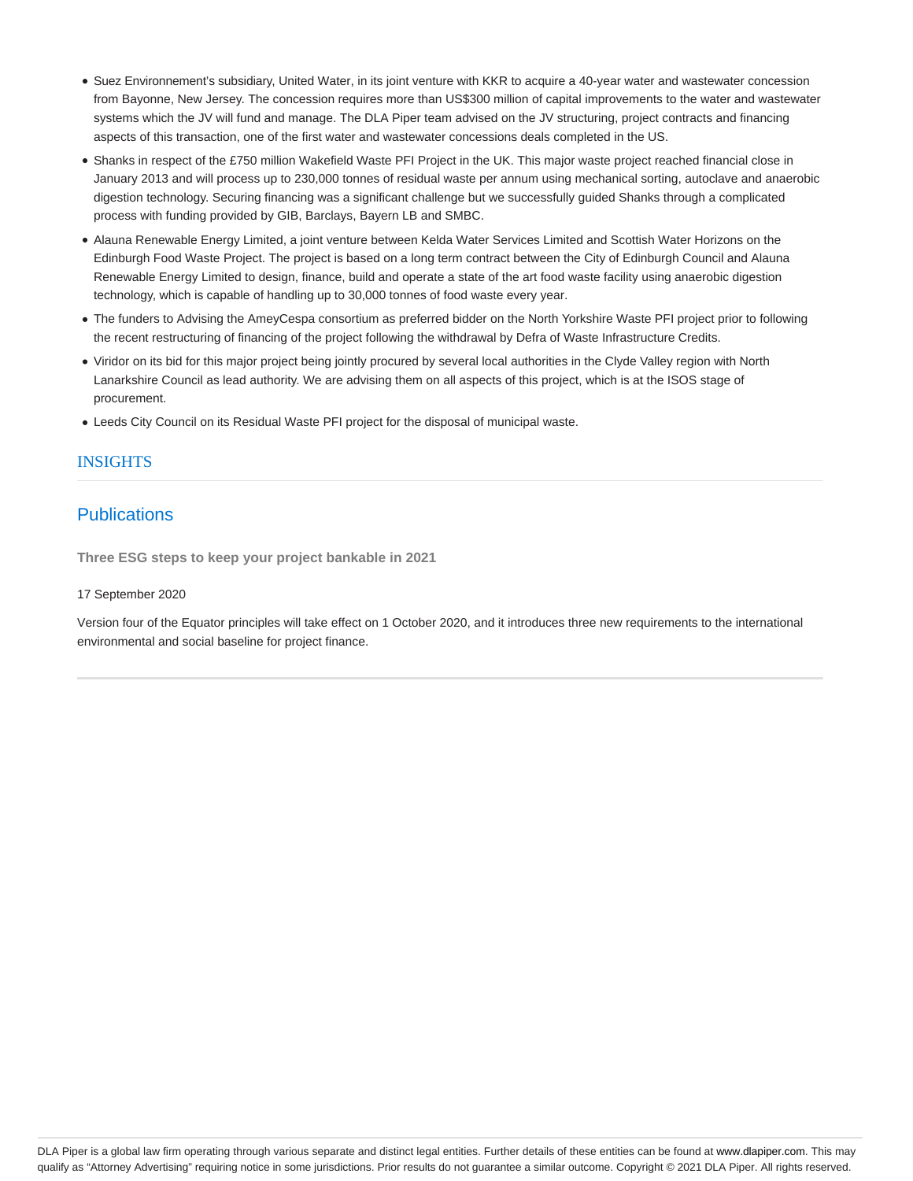- Suez Environnement's subsidiary, United Water, in its joint venture with KKR to acquire a 40-year water and wastewater concession from Bayonne, New Jersey. The concession requires more than US$300 million of capital improvements to the water and wastewater systems which the JV will fund and manage. The DLA Piper team advised on the JV structuring, project contracts and financing aspects of this transaction, one of the first water and wastewater concessions deals completed in the US.
- Shanks in respect of the £750 million Wakefield Waste PFI Project in the UK. This major waste project reached financial close in January 2013 and will process up to 230,000 tonnes of residual waste per annum using mechanical sorting, autoclave and anaerobic digestion technology. Securing financing was a significant challenge but we successfully guided Shanks through a complicated process with funding provided by GIB, Barclays, Bayern LB and SMBC.
- Alauna Renewable Energy Limited, a joint venture between Kelda Water Services Limited and Scottish Water Horizons on the Edinburgh Food Waste Project. The project is based on a long term contract between the City of Edinburgh Council and Alauna Renewable Energy Limited to design, finance, build and operate a state of the art food waste facility using anaerobic digestion technology, which is capable of handling up to 30,000 tonnes of food waste every year.
- The funders to Advising the AmeyCespa consortium as preferred bidder on the North Yorkshire Waste PFI project prior to following the recent restructuring of financing of the project following the withdrawal by Defra of Waste Infrastructure Credits.
- Viridor on its bid for this major project being jointly procured by several local authorities in the Clyde Valley region with North Lanarkshire Council as lead authority. We are advising them on all aspects of this project, which is at the ISOS stage of procurement.
- Leeds City Council on its Residual Waste PFI project for the disposal of municipal waste.

## INSIGHTS

### Publications

**Three ESG steps to keep your project bankable in 2021**

17 September 2020

Version four of the Equator principles will take effect on 1 October 2020, and it introduces three new requirements to the international environmental and social baseline for project finance.

DLA Piper is a global law firm operating through various separate and distinct legal entities. Further details of these entities can be found at www.dlapiper.com. This may qualify as "Attorney Advertising" requiring notice in some jurisdictions. Prior results do not guarantee a similar outcome. Copyright © 2021 DLA Piper. All rights reserved.